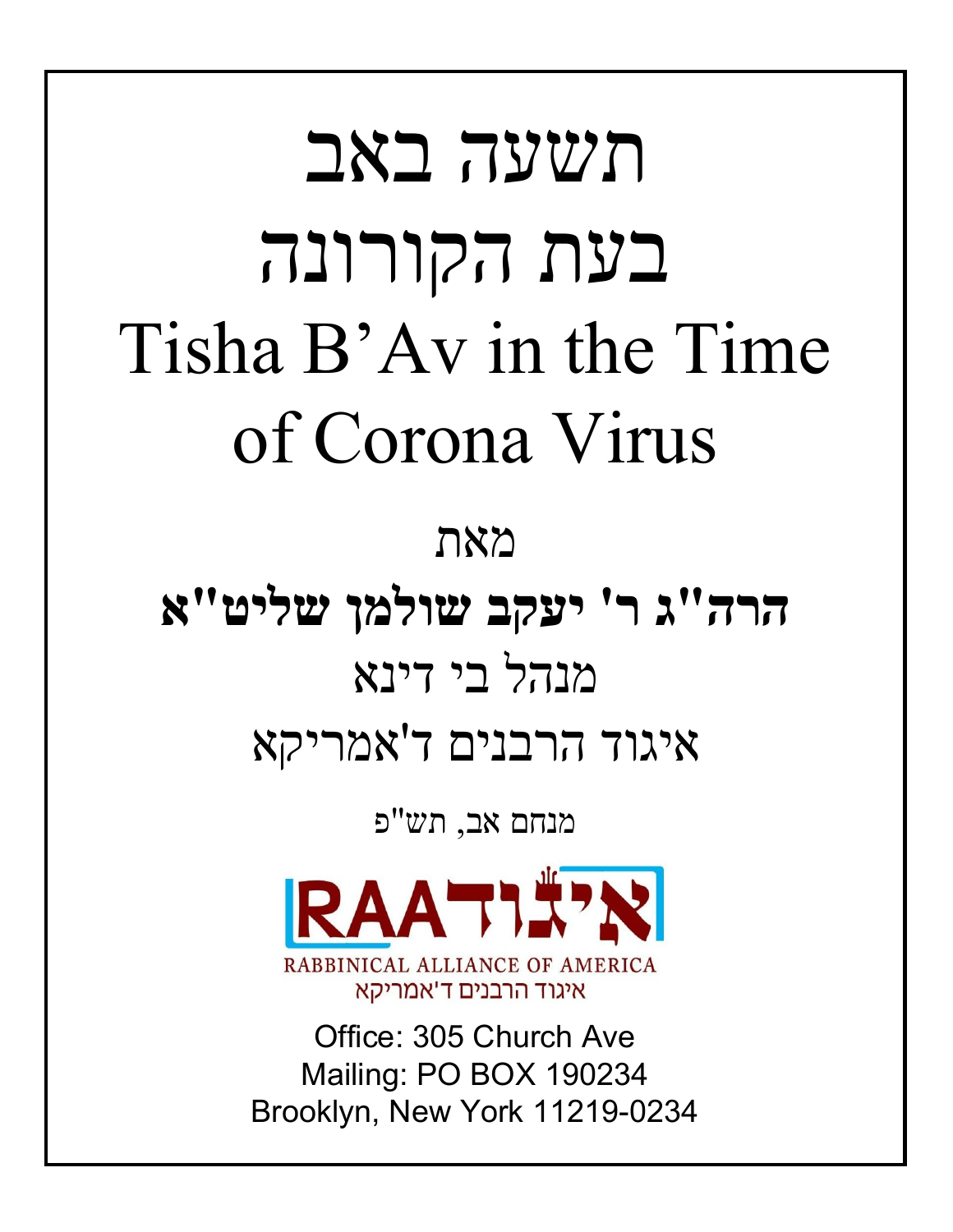# תשעה באב
# בעת הקורונה
# Tisha B'Av in the Time of Corona Virus

מאת

**הרה"ג ר' יעקב שולמן שליט"א**

מנהל בי דינא

איגוד הרבנים ד'אמריקא

מנחם אב, תש"פ

RAA איגוד

RABBINICAL ALLIANCE OF AMERICA

איגוד הרבנים ד'אמריקא

Office: 305 Church Ave
Mailing: PO BOX 190234
Brooklyn, New York 11219-0234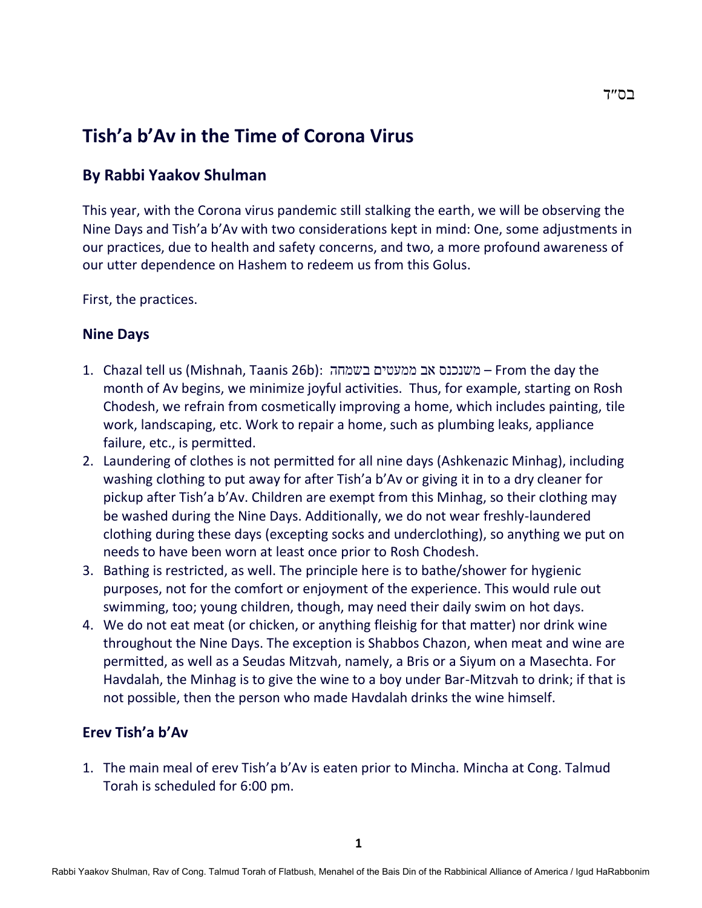בס"ד

# Tish'a b'Av in the Time of Corona Virus

## By Rabbi Yaakov Shulman

This year, with the Corona virus pandemic still stalking the earth, we will be observing the Nine Days and Tish'a b'Av with two considerations kept in mind: One, some adjustments in our practices, due to health and safety concerns, and two, a more profound awareness of our utter dependence on Hashem to redeem us from this Golus.

First, the practices.

### Nine Days

1. Chazal tell us (Mishnah, Taanis 26b): משנכנס אב ממעטים בשמחה – From the day the month of Av begins, we minimize joyful activities. Thus, for example, starting on Rosh Chodesh, we refrain from cosmetically improving a home, which includes painting, tile work, landscaping, etc. Work to repair a home, such as plumbing leaks, appliance failure, etc., is permitted.
2. Laundering of clothes is not permitted for all nine days (Ashkenazic Minhag), including washing clothing to put away for after Tish'a b'Av or giving it in to a dry cleaner for pickup after Tish'a b'Av. Children are exempt from this Minhag, so their clothing may be washed during the Nine Days. Additionally, we do not wear freshly-laundered clothing during these days (excepting socks and underclothing), so anything we put on needs to have been worn at least once prior to Rosh Chodesh.
3. Bathing is restricted, as well. The principle here is to bathe/shower for hygienic purposes, not for the comfort or enjoyment of the experience. This would rule out swimming, too; young children, though, may need their daily swim on hot days.
4. We do not eat meat (or chicken, or anything fleishig for that matter) nor drink wine throughout the Nine Days. The exception is Shabbos Chazon, when meat and wine are permitted, as well as a Seudas Mitzvah, namely, a Bris or a Siyum on a Masechta. For Havdalah, the Minhag is to give the wine to a boy under Bar-Mitzvah to drink; if that is not possible, then the person who made Havdalah drinks the wine himself.

### Erev Tish'a b'Av

1. The main meal of erev Tish'a b'Av is eaten prior to Mincha. Mincha at Cong. Talmud Torah is scheduled for 6:00 pm.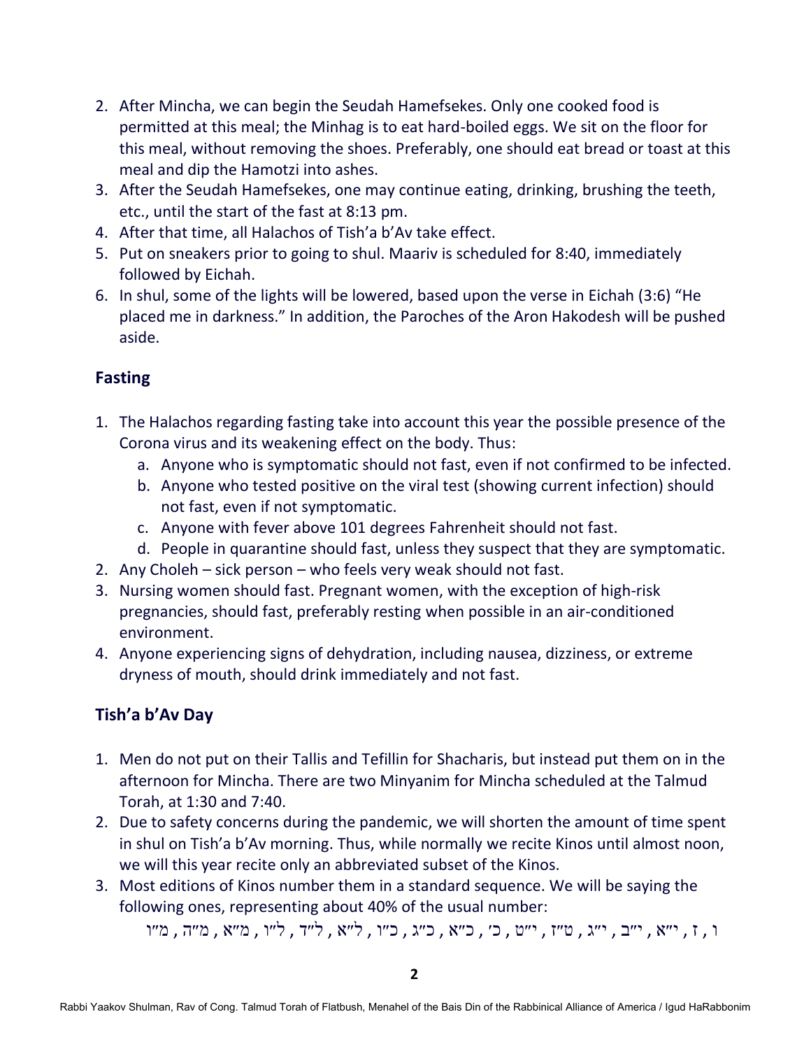2. After Mincha, we can begin the Seudah Hamefsekes. Only one cooked food is permitted at this meal; the Minhag is to eat hard-boiled eggs. We sit on the floor for this meal, without removing the shoes. Preferably, one should eat bread or toast at this meal and dip the Hamotzi into ashes.
3. After the Seudah Hamefsekes, one may continue eating, drinking, brushing the teeth, etc., until the start of the fast at 8:13 pm.
4. After that time, all Halachos of Tish'a b'Av take effect.
5. Put on sneakers prior to going to shul. Maariv is scheduled for 8:40, immediately followed by Eichah.
6. In shul, some of the lights will be lowered, based upon the verse in Eichah (3:6) "He placed me in darkness." In addition, the Paroches of the Aron Hakodesh will be pushed aside.

## Fasting

1. The Halachos regarding fasting take into account this year the possible presence of the Corona virus and its weakening effect on the body. Thus:
   a. Anyone who is symptomatic should not fast, even if not confirmed to be infected.
   b. Anyone who tested positive on the viral test (showing current infection) should not fast, even if not symptomatic.
   c. Anyone with fever above 101 degrees Fahrenheit should not fast.
   d. People in quarantine should fast, unless they suspect that they are symptomatic.
2. Any Choleh – sick person – who feels very weak should not fast.
3. Nursing women should fast. Pregnant women, with the exception of high-risk pregnancies, should fast, preferably resting when possible in an air-conditioned environment.
4. Anyone experiencing signs of dehydration, including nausea, dizziness, or extreme dryness of mouth, should drink immediately and not fast.

## Tish'a b'Av Day

1. Men do not put on their Tallis and Tefillin for Shacharis, but instead put them on in the afternoon for Mincha. There are two Minyanim for Mincha scheduled at the Talmud Torah, at 1:30 and 7:40.
2. Due to safety concerns during the pandemic, we will shorten the amount of time spent in shul on Tish'a b'Av morning. Thus, while normally we recite Kinos until almost noon, we will this year recite only an abbreviated subset of the Kinos.
3. Most editions of Kinos number them in a standard sequence. We will be saying the following ones, representing about 40% of the usual number:

   ו , ז , י״א , י״ב , י״ג , ט״ז , י״ט , כ׳ , כ״א , כ״ג , כ״ו , ל״א , ל״ד , ל״ו , מ״א , מ״ה , מ״ו

Rabbi Yaakov Shulman, Rav of Cong. Talmud Torah of Flatbush, Menahel of the Bais Din of the Rabbinical Alliance of America / Igud HaRabbonim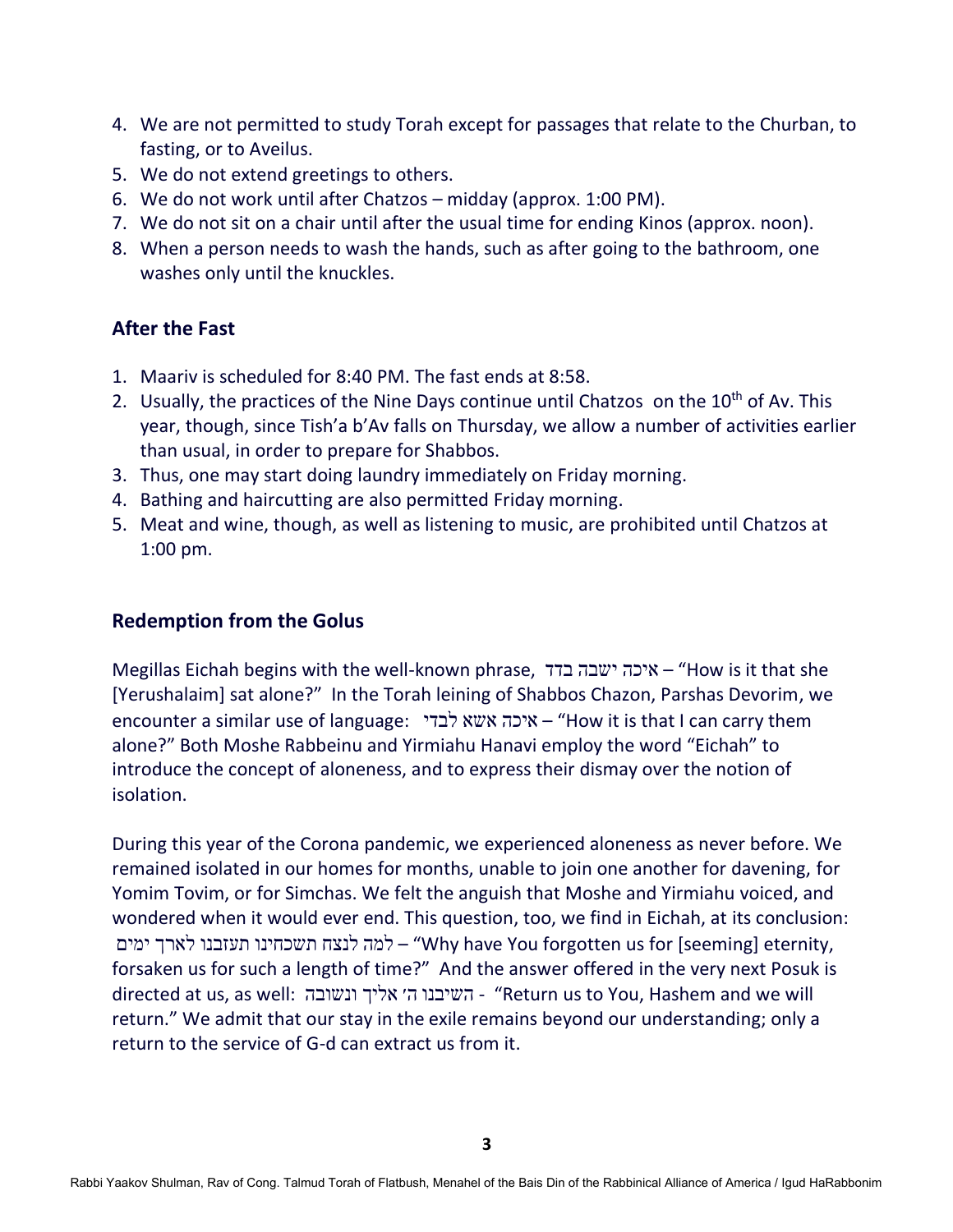4. We are not permitted to study Torah except for passages that relate to the Churban, to fasting, or to Aveilus.
5. We do not extend greetings to others.
6. We do not work until after Chatzos – midday (approx. 1:00 PM).
7. We do not sit on a chair until after the usual time for ending Kinos (approx. noon).
8. When a person needs to wash the hands, such as after going to the bathroom, one washes only until the knuckles.

## After the Fast

1. Maariv is scheduled for 8:40 PM. The fast ends at 8:58.
2. Usually, the practices of the Nine Days continue until Chatzos on the 10th of Av. This year, though, since Tish'a b'Av falls on Thursday, we allow a number of activities earlier than usual, in order to prepare for Shabbos.
3. Thus, one may start doing laundry immediately on Friday morning.
4. Bathing and haircutting are also permitted Friday morning.
5. Meat and wine, though, as well as listening to music, are prohibited until Chatzos at 1:00 pm.

## Redemption from the Golus

Megillas Eichah begins with the well-known phrase, איכה ישבה בדד – "How is it that she [Yerushalaim] sat alone?" In the Torah leining of Shabbos Chazon, Parshas Devorim, we encounter a similar use of language: איכה אשא לבדי – "How it is that I can carry them alone?" Both Moshe Rabbeinu and Yirmiahu Hanavi employ the word "Eichah" to introduce the concept of aloneness, and to express their dismay over the notion of isolation.

During this year of the Corona pandemic, we experienced aloneness as never before. We remained isolated in our homes for months, unable to join one another for davening, for Yomim Tovim, or for Simchas. We felt the anguish that Moshe and Yirmiahu voiced, and wondered when it would ever end. This question, too, we find in Eichah, at its conclusion: למה לנצח תשכחינו תעזבנו לארך ימים – "Why have You forgotten us for [seeming] eternity, forsaken us for such a length of time?" And the answer offered in the very next Posuk is directed at us, as well: השיבנו ה׳ אליך ונשובה - "Return us to You, Hashem and we will return." We admit that our stay in the exile remains beyond our understanding; only a return to the service of G-d can extract us from it.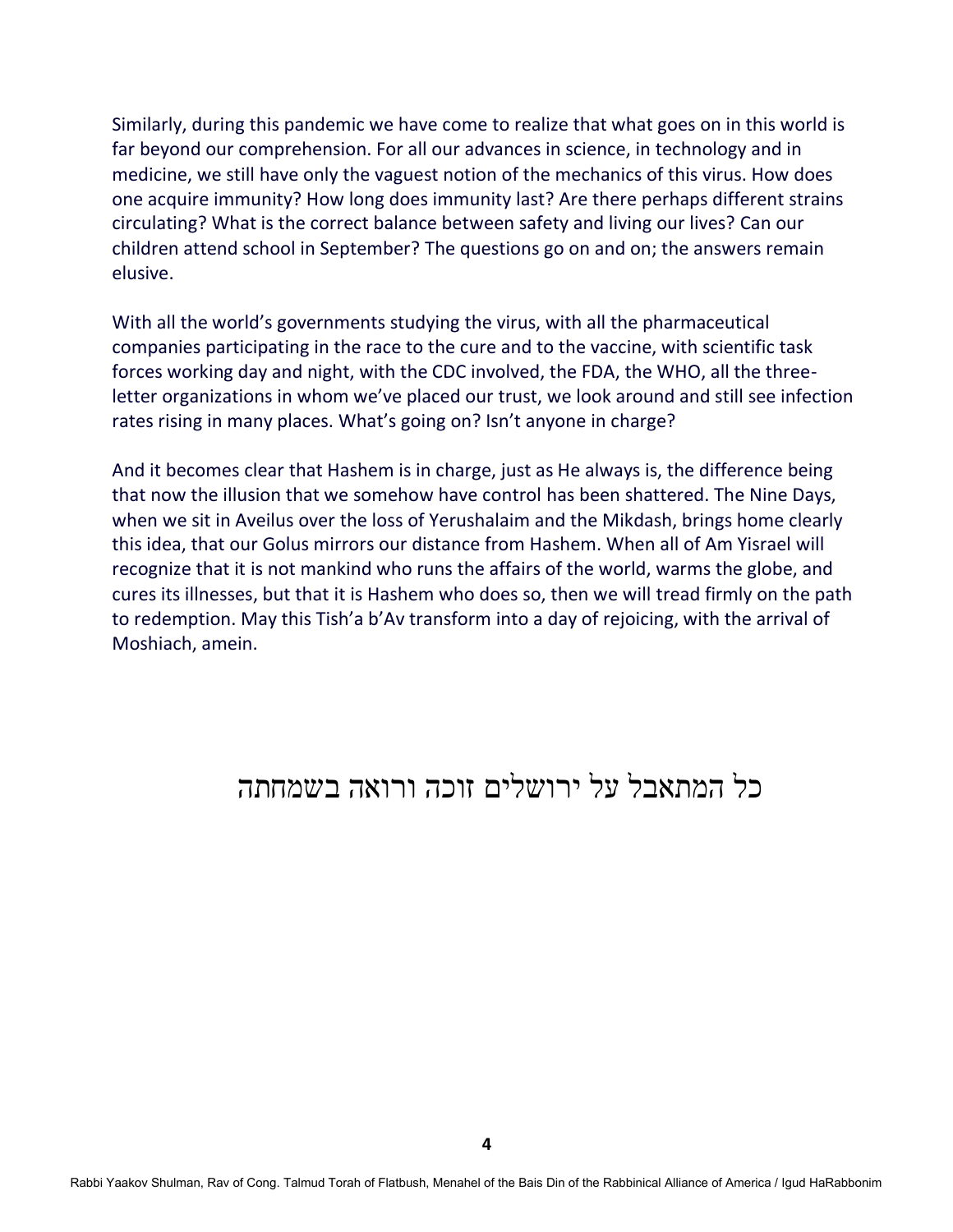Similarly, during this pandemic we have come to realize that what goes on in this world is far beyond our comprehension. For all our advances in science, in technology and in medicine, we still have only the vaguest notion of the mechanics of this virus. How does one acquire immunity? How long does immunity last? Are there perhaps different strains circulating? What is the correct balance between safety and living our lives? Can our children attend school in September? The questions go on and on; the answers remain elusive.

With all the world's governments studying the virus, with all the pharmaceutical companies participating in the race to the cure and to the vaccine, with scientific task forces working day and night, with the CDC involved, the FDA, the WHO, all the three-letter organizations in whom we've placed our trust, we look around and still see infection rates rising in many places. What's going on? Isn't anyone in charge?

And it becomes clear that Hashem is in charge, just as He always is, the difference being that now the illusion that we somehow have control has been shattered. The Nine Days, when we sit in Aveilus over the loss of Yerushalaim and the Mikdash, brings home clearly this idea, that our Golus mirrors our distance from Hashem. When all of Am Yisrael will recognize that it is not mankind who runs the affairs of the world, warms the globe, and cures its illnesses, but that it is Hashem who does so, then we will tread firmly on the path to redemption. May this Tish'a b'Av transform into a day of rejoicing, with the arrival of Moshiach, amein.

כל המתאבל על ירושלים זוכה ורואה בשמחתה

Rabbi Yaakov Shulman, Rav of Cong. Talmud Torah of Flatbush, Menahel of the Bais Din of the Rabbinical Alliance of America / Igud HaRabbonim